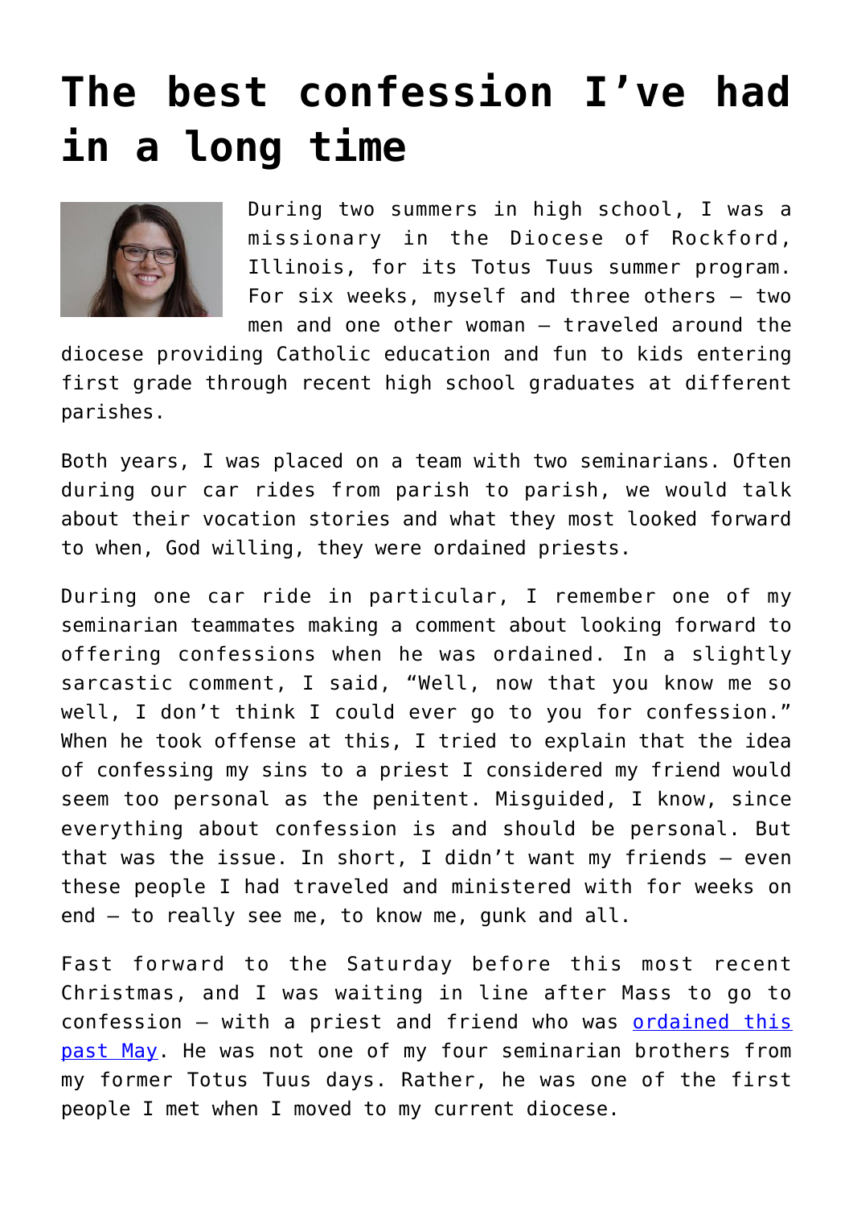# The best confession I've had in a long time

During two summers in high school, I was a missionary in the Diocese of Rockford, Illinois, for its Totus Tuus summer program. For six weeks, myself and three others – two men and one other woman – traveled around the diocese providing Catholic education and fun to kids entering first grade through recent high school graduates at different parishes.

Both years, I was placed on a team with two seminarians. Often during our car rides from parish to parish, we would talk about their vocation stories and what they most looked forward to when, God willing, they were ordained priests.

During one car ride in particular, I remember one of my seminarian teammates making a comment about looking forward to offering confessions when he was ordained. In a slightly sarcastic comment, I said, "Well, now that you know me so well, I don't think I could ever go to you for confession." When he took offense at this, I tried to explain that the idea of confessing my sins to a priest I considered my friend would seem too personal as the penitent. Misguided, I know, since everything about confession is and should be personal. But that was the issue. In short, I didn't want my friends – even these people I had traveled and ministered with for weeks on end – to really see me, to know me, gunk and all.

Fast forward to the Saturday before this most recent Christmas, and I was waiting in line after Mass to go to confession – with a priest and friend who was [ordained this past May](). He was not one of my four seminarian brothers from my former Totus Tuus days. Rather, he was one of the first people I met when I moved to my current diocese.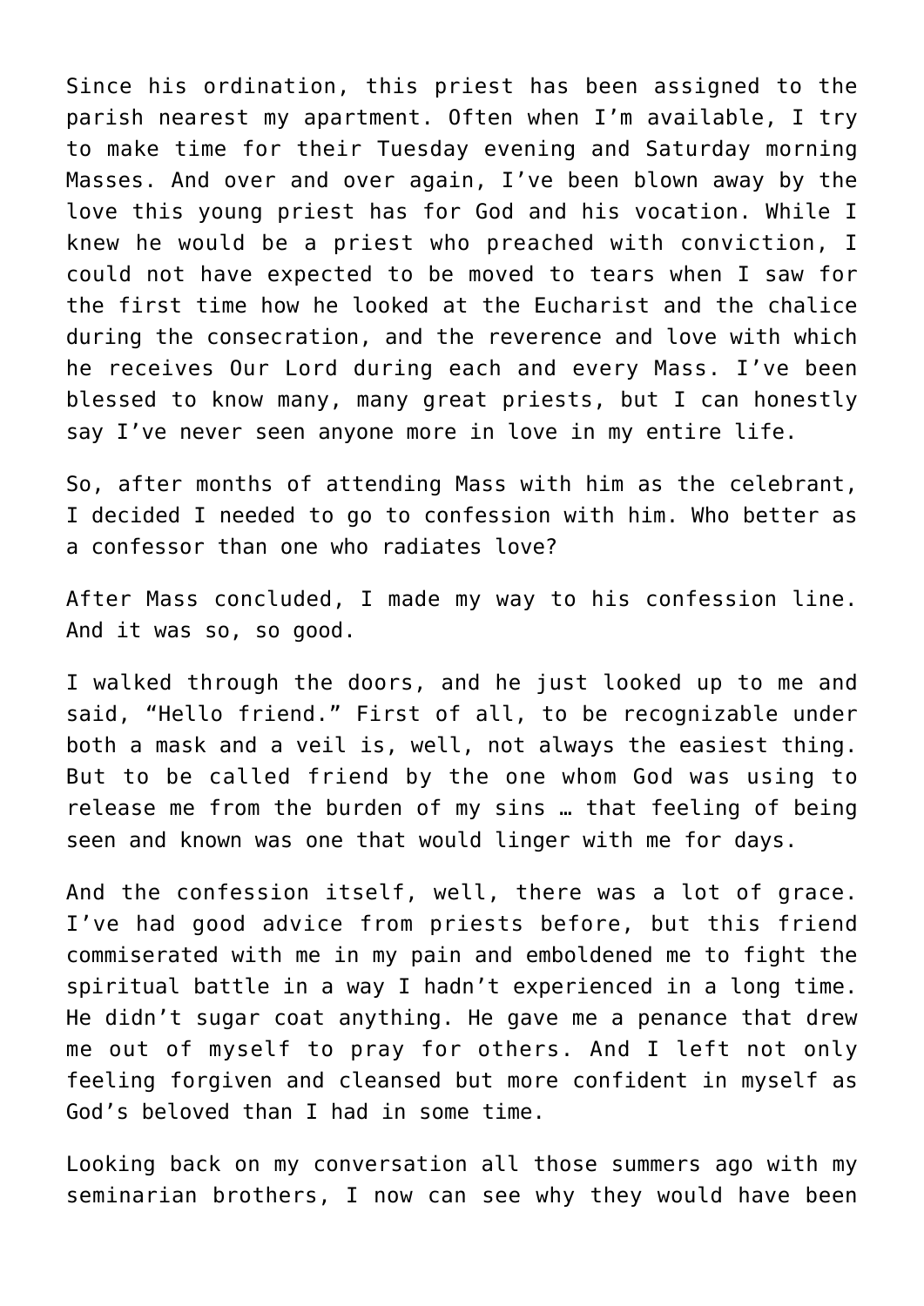Since his ordination, this priest has been assigned to the parish nearest my apartment. Often when I'm available, I try to make time for their Tuesday evening and Saturday morning Masses. And over and over again, I've been blown away by the love this young priest has for God and his vocation. While I knew he would be a priest who preached with conviction, I could not have expected to be moved to tears when I saw for the first time how he looked at the Eucharist and the chalice during the consecration, and the reverence and love with which he receives Our Lord during each and every Mass. I've been blessed to know many, many great priests, but I can honestly say I've never seen anyone more in love in my entire life.

So, after months of attending Mass with him as the celebrant, I decided I needed to go to confession with him. Who better as a confessor than one who radiates love?

After Mass concluded, I made my way to his confession line. And it was so, so good.

I walked through the doors, and he just looked up to me and said, "Hello friend." First of all, to be recognizable under both a mask and a veil is, well, not always the easiest thing. But to be called friend by the one whom God was using to release me from the burden of my sins … that feeling of being seen and known was one that would linger with me for days.

And the confession itself, well, there was a lot of grace. I've had good advice from priests before, but this friend commiserated with me in my pain and emboldened me to fight the spiritual battle in a way I hadn't experienced in a long time. He didn't sugar coat anything. He gave me a penance that drew me out of myself to pray for others. And I left not only feeling forgiven and cleansed but more confident in myself as God's beloved than I had in some time.

Looking back on my conversation all those summers ago with my seminarian brothers, I now can see why they would have been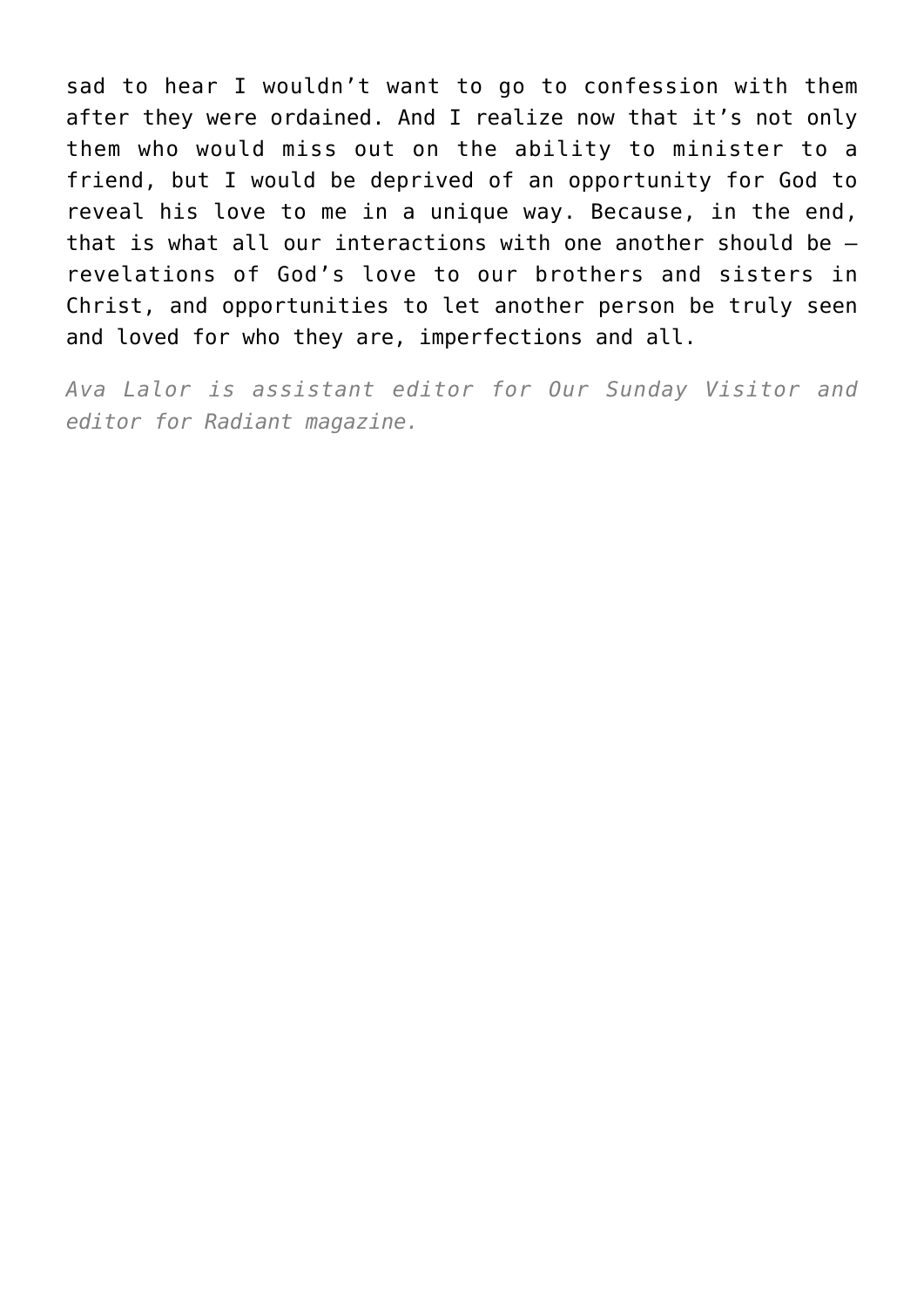sad to hear I wouldn't want to go to confession with them after they were ordained. And I realize now that it's not only them who would miss out on the ability to minister to a friend, but I would be deprived of an opportunity for God to reveal his love to me in a unique way. Because, in the end, that is what all our interactions with one another should be — revelations of God's love to our brothers and sisters in Christ, and opportunities to let another person be truly seen and loved for who they are, imperfections and all.

*Ava Lalor is assistant editor for Our Sunday Visitor and editor for Radiant magazine.*